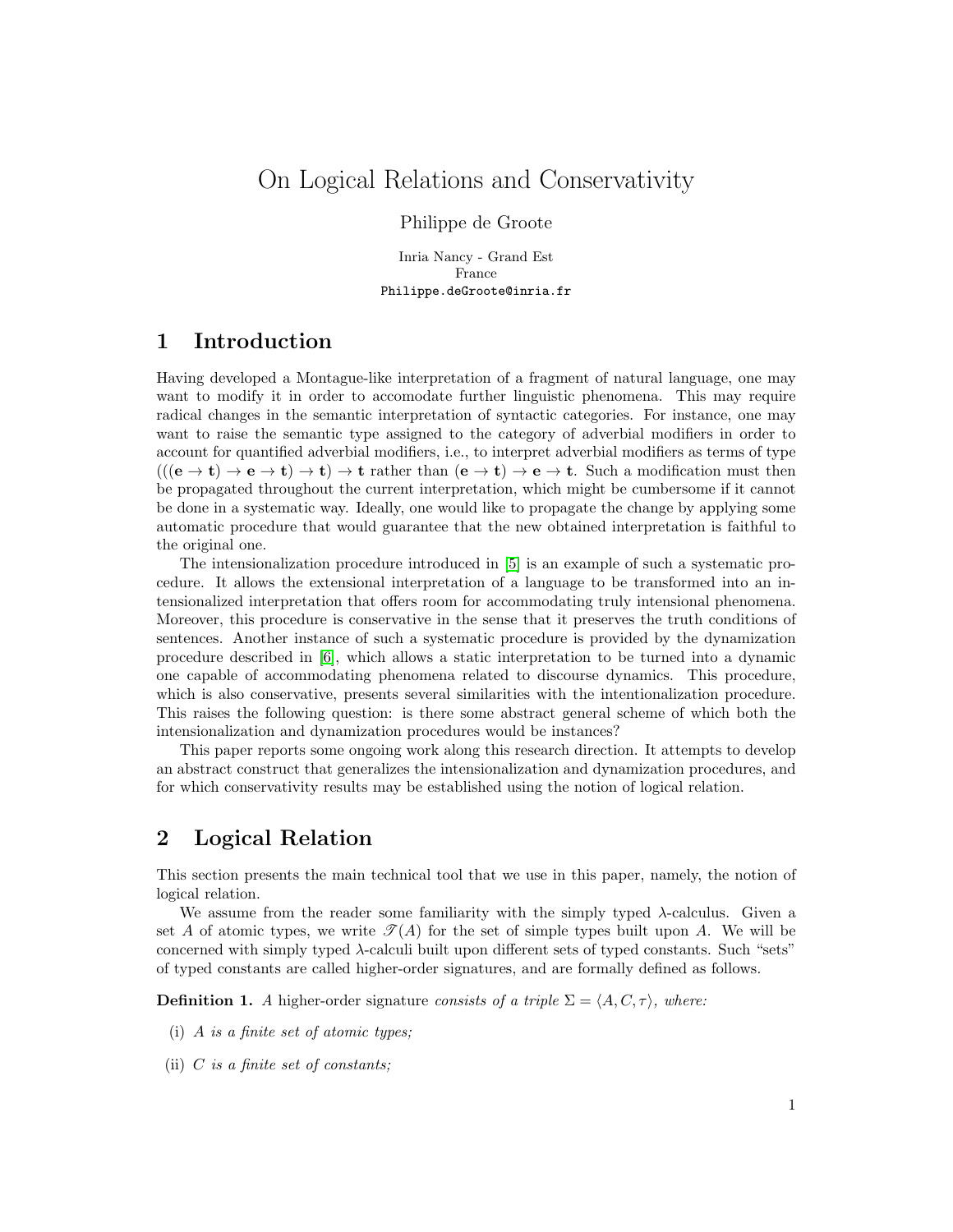# On Logical Relations and Conservativity

Philippe de Groote

Inria Nancy - Grand Est
France
Philippe.deGroote@inria.fr

## 1 Introduction

Having developed a Montague-like interpretation of a fragment of natural language, one may want to modify it in order to accomodate further linguistic phenomena. This may require radical changes in the semantic interpretation of syntactic categories. For instance, one may want to raise the semantic type assigned to the category of adverbial modifiers in order to account for quantified adverbial modifiers, i.e., to interpret adverbial modifiers as terms of type $(((\mathbf{e} \to \mathbf{t}) \to \mathbf{e} \to \mathbf{t}) \to \mathbf{t}) \to \mathbf{t}$ rather than $(\mathbf{e} \to \mathbf{t}) \to \mathbf{e} \to \mathbf{t}$. Such a modification must then be propagated throughout the current interpretation, which might be cumbersome if it cannot be done in a systematic way. Ideally, one would like to propagate the change by applying some automatic procedure that would guarantee that the new obtained interpretation is faithful to the original one.

The intensionalization procedure introduced in [5] is an example of such a systematic procedure. It allows the extensional interpretation of a language to be transformed into an intensionalized interpretation that offers room for accommodating truly intensional phenomena. Moreover, this procedure is conservative in the sense that it preserves the truth conditions of sentences. Another instance of such a systematic procedure is provided by the dynamization procedure described in [6], which allows a static interpretation to be turned into a dynamic one capable of accommodating phenomena related to discourse dynamics. This procedure, which is also conservative, presents several similarities with the intentionalization procedure. This raises the following question: is there some abstract general scheme of which both the intensionalization and dynamization procedures would be instances?

This paper reports some ongoing work along this research direction. It attempts to develop an abstract construct that generalizes the intensionalization and dynamization procedures, and for which conservativity results may be established using the notion of logical relation.

## 2 Logical Relation

This section presents the main technical tool that we use in this paper, namely, the notion of logical relation.

We assume from the reader some familiarity with the simply typed $\lambda$-calculus. Given a set $A$ of atomic types, we write $\mathscr{T}(A)$ for the set of simple types built upon $A$. We will be concerned with simply typed $\lambda$-calculi built upon different sets of typed constants. Such "sets" of typed constants are called higher-order signatures, and are formally defined as follows.

**Definition 1.** *A* higher-order signature *consists of a triple $\Sigma = \langle A, C, \tau \rangle$, where:*

(i) *$A$ is a finite set of atomic types;*

(ii) *$C$ is a finite set of constants;*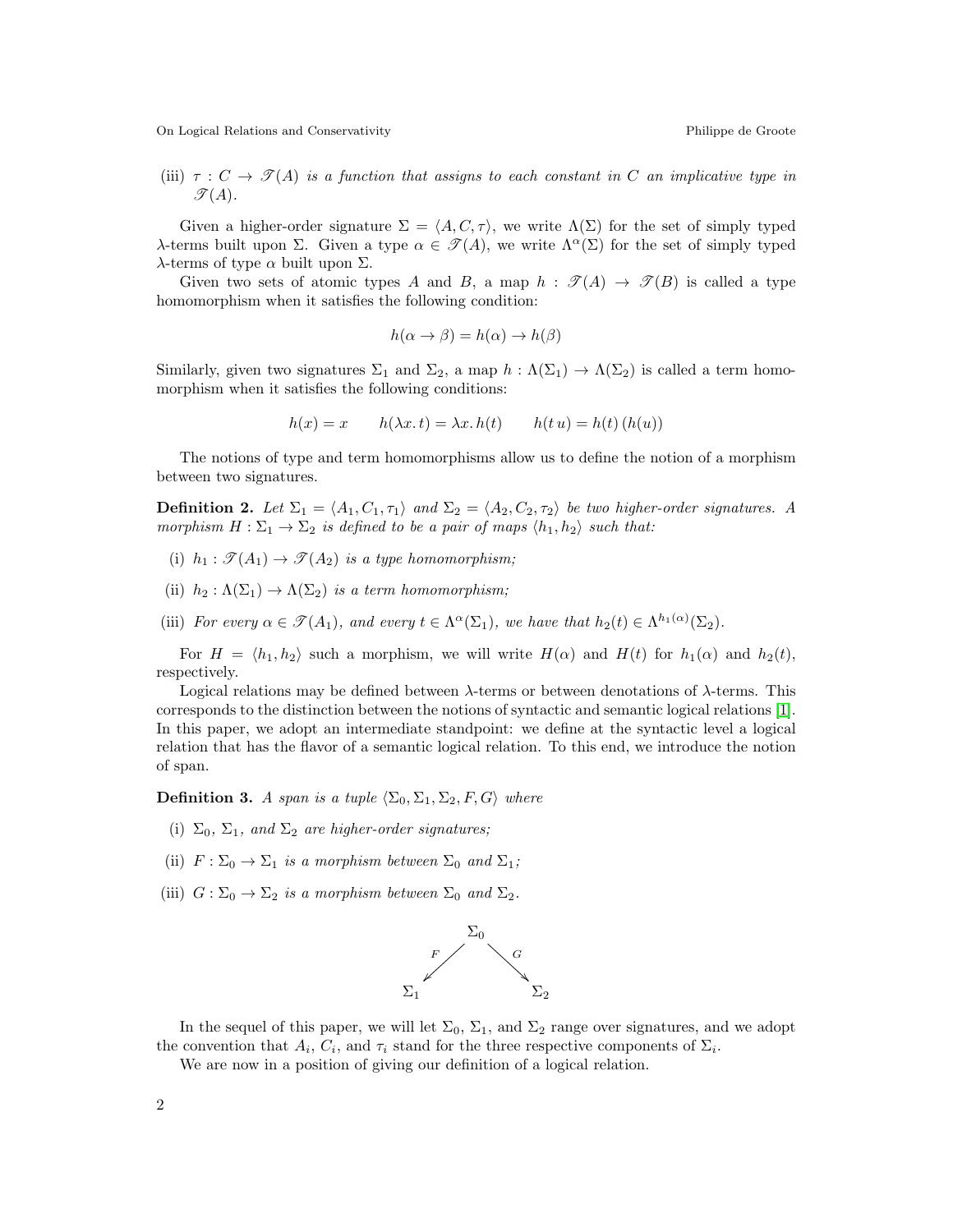(iii) $\tau : C \to \mathscr{T}(A)$ *is a function that assigns to each constant in* $C$ *an implicative type in* $\mathscr{T}(A)$.

Given a higher-order signature $\Sigma = \langle A, C, \tau \rangle$, we write $\Lambda(\Sigma)$ for the set of simply typed $\lambda$-terms built upon $\Sigma$. Given a type $\alpha \in \mathscr{T}(A)$, we write $\Lambda^\alpha(\Sigma)$ for the set of simply typed $\lambda$-terms of type $\alpha$ built upon $\Sigma$.

Given two sets of atomic types $A$ and $B$, a map $h : \mathscr{T}(A) \to \mathscr{T}(B)$ is called a type homomorphism when it satisfies the following condition:

$$h(\alpha \to \beta) = h(\alpha) \to h(\beta)$$

Similarly, given two signatures $\Sigma_1$ and $\Sigma_2$, a map $h : \Lambda(\Sigma_1) \to \Lambda(\Sigma_2)$ is called a term homomorphism when it satisfies the following conditions:

$$h(x) = x \qquad h(\lambda x.\, t) = \lambda x.\, h(t) \qquad h(t\, u) = h(t)\,(h(u))$$

The notions of type and term homomorphisms allow us to define the notion of a morphism between two signatures.

**Definition 2.** *Let* $\Sigma_1 = \langle A_1, C_1, \tau_1 \rangle$ *and* $\Sigma_2 = \langle A_2, C_2, \tau_2 \rangle$ *be two higher-order signatures. A morphism* $H : \Sigma_1 \to \Sigma_2$ *is defined to be a pair of maps* $\langle h_1, h_2 \rangle$ *such that:*

(i) $h_1 : \mathscr{T}(A_1) \to \mathscr{T}(A_2)$ *is a type homomorphism;*

(ii) $h_2 : \Lambda(\Sigma_1) \to \Lambda(\Sigma_2)$ *is a term homomorphism;*

(iii) *For every* $\alpha \in \mathscr{T}(A_1)$*, and every* $t \in \Lambda^\alpha(\Sigma_1)$*, we have that* $h_2(t) \in \Lambda^{h_1(\alpha)}(\Sigma_2)$.

For $H = \langle h_1, h_2 \rangle$ such a morphism, we will write $H(\alpha)$ and $H(t)$ for $h_1(\alpha)$ and $h_2(t)$, respectively.

Logical relations may be defined between $\lambda$-terms or between denotations of $\lambda$-terms. This corresponds to the distinction between the notions of syntactic and semantic logical relations [1]. In this paper, we adopt an intermediate standpoint: we define at the syntactic level a logical relation that has the flavor of a semantic logical relation. To this end, we introduce the notion of span.

**Definition 3.** *A span is a tuple* $\langle \Sigma_0, \Sigma_1, \Sigma_2, F, G \rangle$ *where*

(i) $\Sigma_0$, $\Sigma_1$*, and* $\Sigma_2$ *are higher-order signatures;*

(ii) $F : \Sigma_0 \to \Sigma_1$ *is a morphism between* $\Sigma_0$ *and* $\Sigma_1$*;*

(iii) $G : \Sigma_0 \to \Sigma_2$ *is a morphism between* $\Sigma_0$ *and* $\Sigma_2$.

$$\Sigma_1 \xleftarrow{\;F\;} \Sigma_0 \xrightarrow{\;G\;} \Sigma_2$$

In the sequel of this paper, we will let $\Sigma_0$, $\Sigma_1$, and $\Sigma_2$ range over signatures, and we adopt the convention that $A_i$, $C_i$, and $\tau_i$ stand for the three respective components of $\Sigma_i$.

We are now in a position of giving our definition of a logical relation.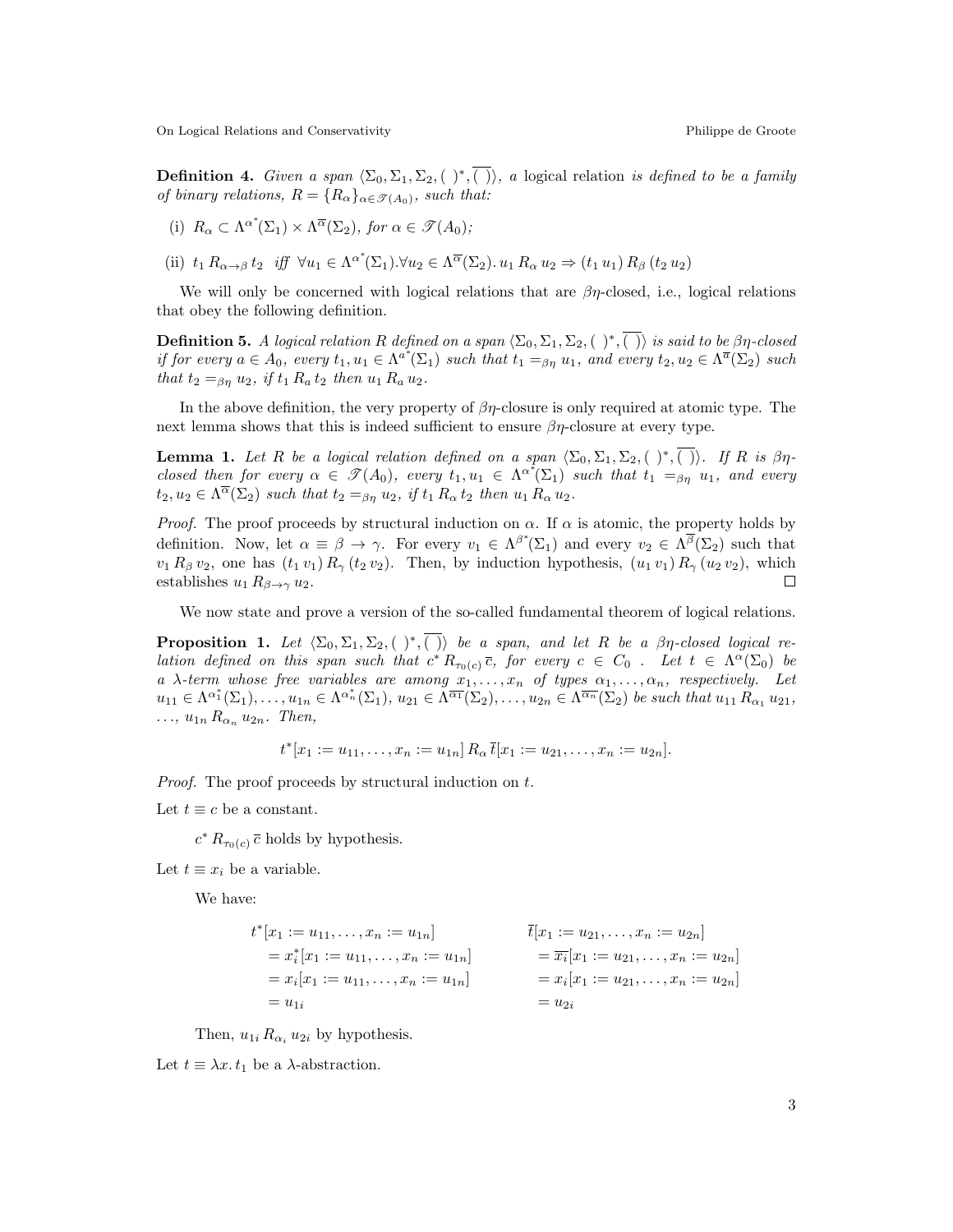**Definition 4.** *Given a span $\langle \Sigma_0, \Sigma_1, \Sigma_2, (\ )^*, \overline{(\ )} \rangle$, a* logical relation *is defined to be a family of binary relations, $R = \{R_\alpha\}_{\alpha \in \mathscr{T}(A_0)}$, such that:*

(i) $R_\alpha \subset \Lambda^{\alpha^*}(\Sigma_1) \times \Lambda^{\overline{\alpha}}(\Sigma_2)$, *for $\alpha \in \mathscr{T}(A_0)$;*

(ii) $t_1\, R_{\alpha \to \beta}\, t_2$ *iff* $\forall u_1 \in \Lambda^{\alpha^*}(\Sigma_1). \forall u_2 \in \Lambda^{\overline{\alpha}}(\Sigma_2).\, u_1\, R_\alpha\, u_2 \Rightarrow (t_1\, u_1)\, R_\beta\, (t_2\, u_2)$

We will only be concerned with logical relations that are $\beta\eta$-closed, i.e., logical relations that obey the following definition.

**Definition 5.** *A logical relation $R$ defined on a span $\langle \Sigma_0, \Sigma_1, \Sigma_2, (\ )^*, \overline{(\ )} \rangle$ is said to be $\beta\eta$-closed if for every $a \in A_0$, every $t_1, u_1 \in \Lambda^{a^*}(\Sigma_1)$ such that $t_1 =_{\beta\eta} u_1$, and every $t_2, u_2 \in \Lambda^{\overline{a}}(\Sigma_2)$ such that $t_2 =_{\beta\eta} u_2$, if $t_1\, R_a\, t_2$ then $u_1\, R_a\, u_2$.*

In the above definition, the very property of $\beta\eta$-closure is only required at atomic type. The next lemma shows that this is indeed sufficient to ensure $\beta\eta$-closure at every type.

**Lemma 1.** *Let $R$ be a logical relation defined on a span $\langle \Sigma_0, \Sigma_1, \Sigma_2, (\ )^*, \overline{(\ )} \rangle$. If $R$ is $\beta\eta$-closed then for every $\alpha \in \mathscr{T}(A_0)$, every $t_1, u_1 \in \Lambda^{\alpha^*}(\Sigma_1)$ such that $t_1 =_{\beta\eta} u_1$, and every $t_2, u_2 \in \Lambda^{\overline{\alpha}}(\Sigma_2)$ such that $t_2 =_{\beta\eta} u_2$, if $t_1\, R_\alpha\, t_2$ then $u_1\, R_\alpha\, u_2$.*

*Proof.* The proof proceeds by structural induction on $\alpha$. If $\alpha$ is atomic, the property holds by definition. Now, let $\alpha \equiv \beta \to \gamma$. For every $v_1 \in \Lambda^{\beta^*}(\Sigma_1)$ and every $v_2 \in \Lambda^{\overline{\beta}}(\Sigma_2)$ such that $v_1\, R_\beta\, v_2$, one has $(t_1\, v_1)\, R_\gamma\, (t_2\, v_2)$. Then, by induction hypothesis, $(u_1\, v_1)\, R_\gamma\, (u_2\, v_2)$, which establishes $u_1\, R_{\beta \to \gamma}\, u_2$. □

We now state and prove a version of the so-called fundamental theorem of logical relations.

**Proposition 1.** *Let $\langle \Sigma_0, \Sigma_1, \Sigma_2, (\ )^*, \overline{(\ )} \rangle$ be a span, and let $R$ be a $\beta\eta$-closed logical relation defined on this span such that $c^*\, R_{\tau_0(c)}\, \overline{c}$, for every $c \in C_0$ . Let $t \in \Lambda^\alpha(\Sigma_0)$ be a $\lambda$-term whose free variables are among $x_1, \ldots, x_n$ of types $\alpha_1, \ldots, \alpha_n$, respectively. Let $u_{11} \in \Lambda^{\alpha_1^*}(\Sigma_1), \ldots, u_{1n} \in \Lambda^{\alpha_n^*}(\Sigma_1)$, $u_{21} \in \Lambda^{\overline{\alpha_1}}(\Sigma_2), \ldots, u_{2n} \in \Lambda^{\overline{\alpha_n}}(\Sigma_2)$ be such that $u_{11}\, R_{\alpha_1}\, u_{21}$, $\ldots$, $u_{1n}\, R_{\alpha_n}\, u_{2n}$. Then,*

$$t^*[x_1 := u_{11}, \ldots, x_n := u_{1n}]\, R_\alpha\, \overline{t}[x_1 := u_{21}, \ldots, x_n := u_{2n}].$$

*Proof.* The proof proceeds by structural induction on $t$.

Let $t \equiv c$ be a constant.

$c^*\, R_{\tau_0(c)}\, \overline{c}$ holds by hypothesis.

Let $t \equiv x_i$ be a variable.

We have:

$$\begin{aligned}
& t^*[x_1 := u_{11}, \ldots, x_n := u_{1n}] && \overline{t}[x_1 := u_{21}, \ldots, x_n := u_{2n}] \\
&\quad = x_i^*[x_1 := u_{11}, \ldots, x_n := u_{1n}] && \quad = \overline{x_i}[x_1 := u_{21}, \ldots, x_n := u_{2n}] \\
&\quad = x_i[x_1 := u_{11}, \ldots, x_n := u_{1n}] && \quad = x_i[x_1 := u_{21}, \ldots, x_n := u_{2n}] \\
&\quad = u_{1i} && \quad = u_{2i}
\end{aligned}$$

Then, $u_{1i}\, R_{\alpha_i}\, u_{2i}$ by hypothesis.

Let $t \equiv \lambda x.\, t_1$ be a $\lambda$-abstraction.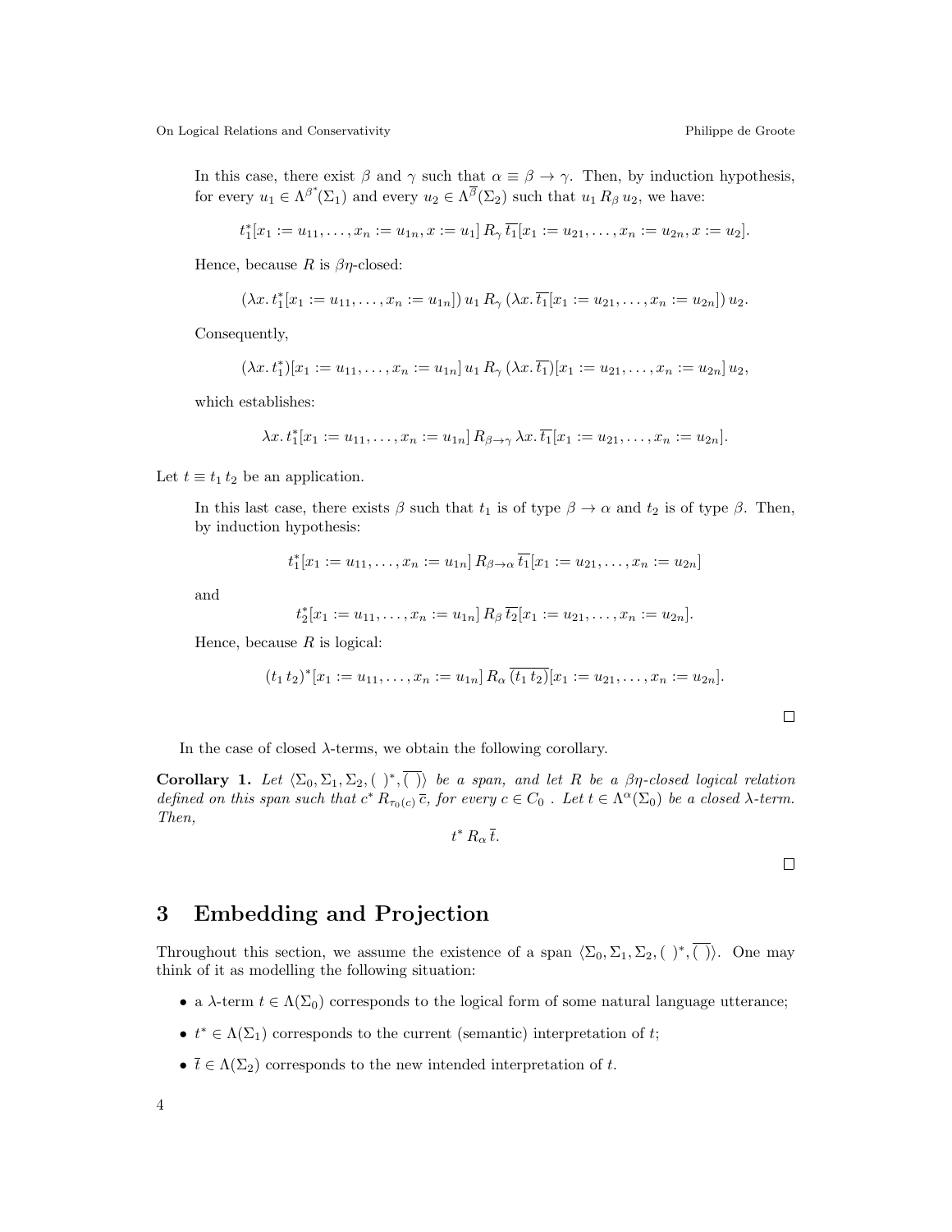In this case, there exist $\beta$ and $\gamma$ such that $\alpha \equiv \beta \to \gamma$. Then, by induction hypothesis, for every $u_1 \in \Lambda^{\beta^*}(\Sigma_1)$ and every $u_2 \in \Lambda^{\overline{\beta}}(\Sigma_2)$ such that $u_1 \, R_\beta \, u_2$, we have:

$$t_1^*[x_1 := u_{11}, \ldots, x_n := u_{1n}, x := u_1] \, R_\gamma \, \overline{t_1}[x_1 := u_{21}, \ldots, x_n := u_{2n}, x := u_2].$$

Hence, because $R$ is $\beta\eta$-closed:

$$(\lambda x.\, t_1^*[x_1 := u_{11}, \ldots, x_n := u_{1n}]) \, u_1 \, R_\gamma \, (\lambda x.\, \overline{t_1}[x_1 := u_{21}, \ldots, x_n := u_{2n}]) \, u_2.$$

Consequently,

$$(\lambda x.\, t_1^*)[x_1 := u_{11}, \ldots, x_n := u_{1n}] \, u_1 \, R_\gamma \, (\lambda x.\, \overline{t_1})[x_1 := u_{21}, \ldots, x_n := u_{2n}] \, u_2,$$

which establishes:

$$\lambda x.\, t_1^*[x_1 := u_{11}, \ldots, x_n := u_{1n}] \, R_{\beta \to \gamma} \, \lambda x.\, \overline{t_1}[x_1 := u_{21}, \ldots, x_n := u_{2n}].$$

Let $t \equiv t_1 \, t_2$ be an application.

In this last case, there exists $\beta$ such that $t_1$ is of type $\beta \to \alpha$ and $t_2$ is of type $\beta$. Then, by induction hypothesis:

$$t_1^*[x_1 := u_{11}, \ldots, x_n := u_{1n}] \, R_{\beta \to \alpha} \, \overline{t_1}[x_1 := u_{21}, \ldots, x_n := u_{2n}]$$

and

$$t_2^*[x_1 := u_{11}, \ldots, x_n := u_{1n}] \, R_\beta \, \overline{t_2}[x_1 := u_{21}, \ldots, x_n := u_{2n}].$$

Hence, because $R$ is logical:

$$(t_1 \, t_2)^*[x_1 := u_{11}, \ldots, x_n := u_{1n}] \, R_\alpha \, \overline{(t_1 \, t_2)}[x_1 := u_{21}, \ldots, x_n := u_{2n}].$$

□

In the case of closed $\lambda$-terms, we obtain the following corollary.

**Corollary 1.** *Let $\langle \Sigma_0, \Sigma_1, \Sigma_2, (\;)^*, \overline{(\;)} \rangle$ be a span, and let $R$ be a $\beta\eta$-closed logical relation defined on this span such that $c^* \, R_{\tau_0(c)} \, \overline{c}$, for every $c \in C_0$ . Let $t \in \Lambda^\alpha(\Sigma_0)$ be a closed $\lambda$-term. Then,*

$$t^* \, R_\alpha \, \overline{t}.$$

□

# 3 Embedding and Projection

Throughout this section, we assume the existence of a span $\langle \Sigma_0, \Sigma_1, \Sigma_2, (\;)^*, \overline{(\;)} \rangle$. One may think of it as modelling the following situation:

- a $\lambda$-term $t \in \Lambda(\Sigma_0)$ corresponds to the logical form of some natural language utterance;
- $t^* \in \Lambda(\Sigma_1)$ corresponds to the current (semantic) interpretation of $t$;
- $\overline{t} \in \Lambda(\Sigma_2)$ corresponds to the new intended interpretation of $t$.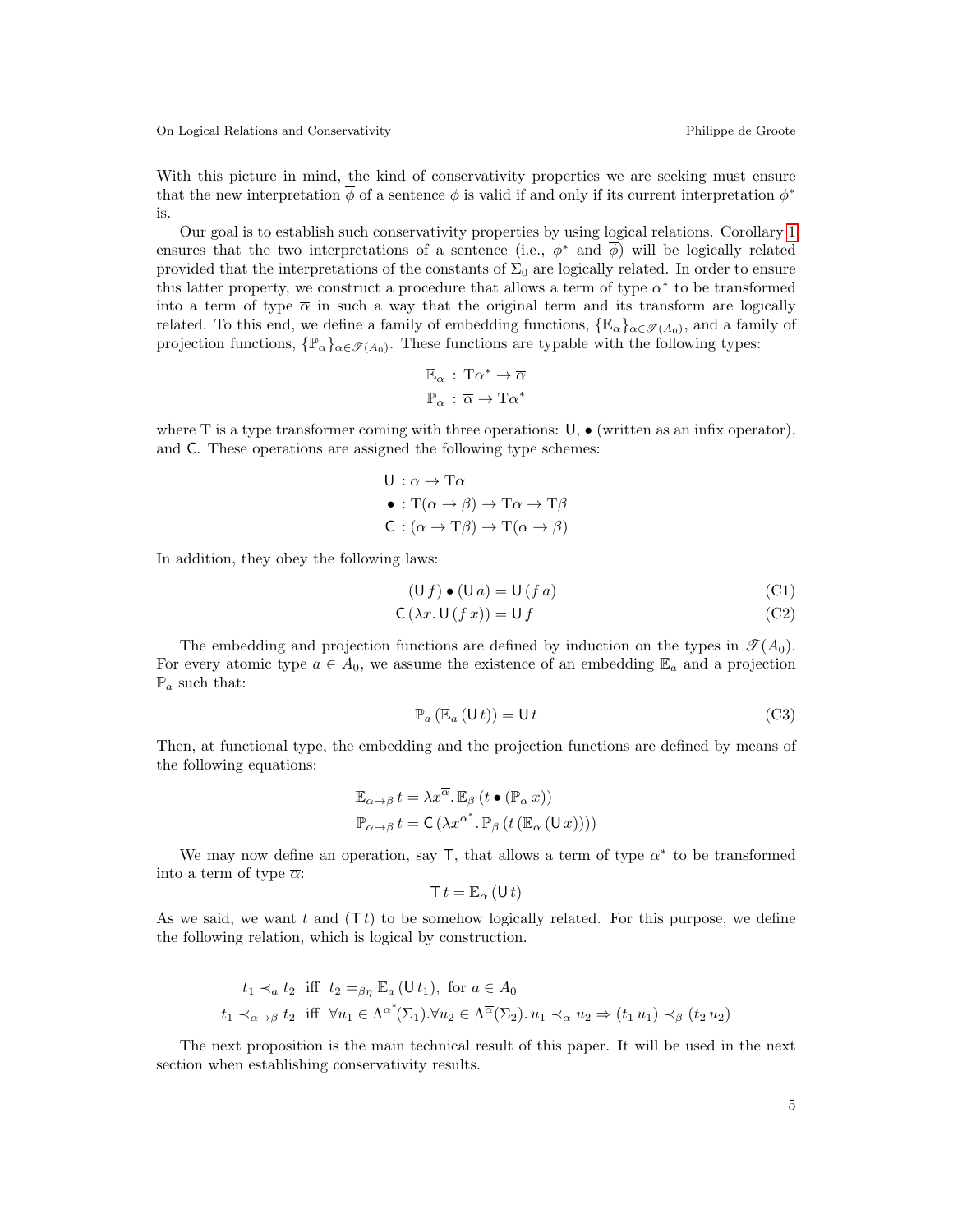With this picture in mind, the kind of conservativity properties we are seeking must ensure that the new interpretation $\overline{\phi}$ of a sentence $\phi$ is valid if and only if its current interpretation $\phi^*$ is.

Our goal is to establish such conservativity properties by using logical relations. Corollary 1 ensures that the two interpretations of a sentence (i.e., $\phi^*$ and $\overline{\phi}$) will be logically related provided that the interpretations of the constants of $\Sigma_0$ are logically related. In order to ensure this latter property, we construct a procedure that allows a term of type $\alpha^*$ to be transformed into a term of type $\overline{\alpha}$ in such a way that the original term and its transform are logically related. To this end, we define a family of embedding functions, $\{\mathbb{E}_\alpha\}_{\alpha \in \mathscr{T}(A_0)}$, and a family of projection functions, $\{\mathbb{P}_\alpha\}_{\alpha \in \mathscr{T}(A_0)}$. These functions are typable with the following types:

$$\mathbb{E}_\alpha : \mathrm{T}\alpha^* \to \overline{\alpha}$$
$$\mathbb{P}_\alpha : \overline{\alpha} \to \mathrm{T}\alpha^*$$

where T is a type transformer coming with three operations: $\mathsf{U}$, $\bullet$ (written as an infix operator), and $\mathsf{C}$. These operations are assigned the following type schemes:

$$\mathsf{U} : \alpha \to \mathrm{T}\alpha$$
$$\bullet : \mathrm{T}(\alpha \to \beta) \to \mathrm{T}\alpha \to \mathrm{T}\beta$$
$$\mathsf{C} : (\alpha \to \mathrm{T}\beta) \to \mathrm{T}(\alpha \to \beta)$$

In addition, they obey the following laws:

$$(\mathsf{U}\, f) \bullet (\mathsf{U}\, a) = \mathsf{U}\,(f\, a) \tag{C1}$$
$$\mathsf{C}\,(\lambda x. \mathsf{U}\,(f\, x)) = \mathsf{U}\, f \tag{C2}$$

The embedding and projection functions are defined by induction on the types in $\mathscr{T}(A_0)$. For every atomic type $a \in A_0$, we assume the existence of an embedding $\mathbb{E}_a$ and a projection $\mathbb{P}_a$ such that:

$$\mathbb{P}_a\,(\mathbb{E}_a\,(\mathsf{U}\, t)) = \mathsf{U}\, t \tag{C3}$$

Then, at functional type, the embedding and the projection functions are defined by means of the following equations:

$$\mathbb{E}_{\alpha \to \beta}\, t = \lambda x^{\overline{\alpha}}.\, \mathbb{E}_\beta\,(t \bullet (\mathbb{P}_\alpha\, x))$$
$$\mathbb{P}_{\alpha \to \beta}\, t = \mathsf{C}\,(\lambda x^{\alpha^*}.\, \mathbb{P}_\beta\,(t\,(\mathbb{E}_\alpha\,(\mathsf{U}\, x))))$$

We may now define an operation, say $\mathsf{T}$, that allows a term of type $\alpha^*$ to be transformed into a term of type $\overline{\alpha}$:

$$\mathsf{T}\, t = \mathbb{E}_\alpha\,(\mathsf{U}\, t)$$

As we said, we want $t$ and $(\mathsf{T}\, t)$ to be somehow logically related. For this purpose, we define the following relation, which is logical by construction.

$$t_1 \prec_a t_2 \;\text{ iff }\; t_2 =_{\beta\eta} \mathbb{E}_a\,(\mathsf{U}\, t_1), \text{ for } a \in A_0$$
$$t_1 \prec_{\alpha \to \beta} t_2 \;\text{ iff }\; \forall u_1 \in \Lambda^{\alpha^*}(\Sigma_1). \forall u_2 \in \Lambda^{\overline{\alpha}}(\Sigma_2).\, u_1 \prec_\alpha u_2 \Rightarrow (t_1\, u_1) \prec_\beta (t_2\, u_2)$$

The next proposition is the main technical result of this paper. It will be used in the next section when establishing conservativity results.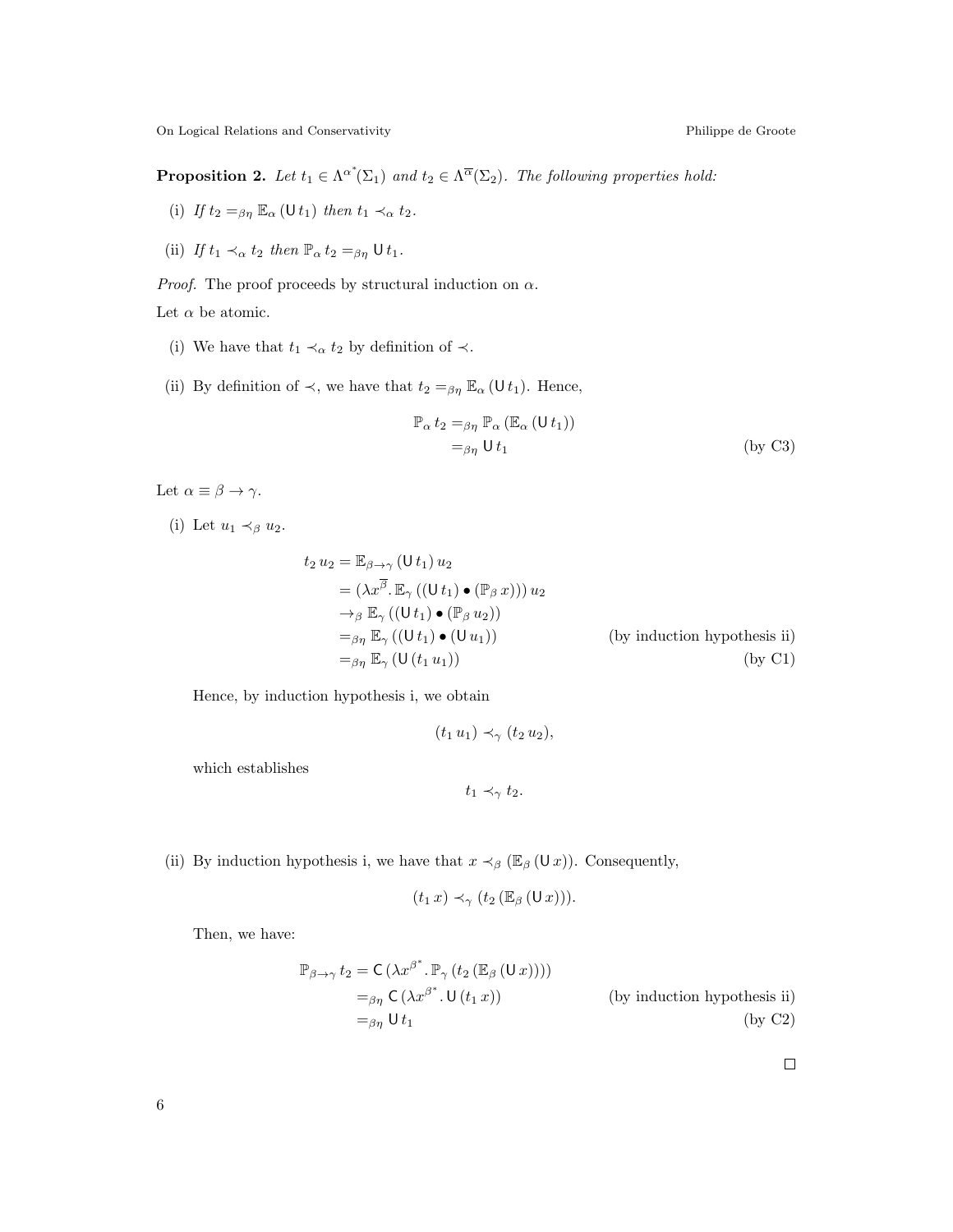**Proposition 2.** *Let $t_1 \in \Lambda^{\alpha^*}(\Sigma_1)$ and $t_2 \in \Lambda^{\overline{\alpha}}(\Sigma_2)$. The following properties hold:*

(i) *If $t_2 =_{\beta\eta} \mathbb{E}_\alpha\,(\mathsf{U}\,t_1)$ then $t_1 \prec_\alpha t_2$.*

(ii) *If $t_1 \prec_\alpha t_2$ then $\mathbb{P}_\alpha\,t_2 =_{\beta\eta} \mathsf{U}\,t_1$.*

*Proof.* The proof proceeds by structural induction on $\alpha$.

Let $\alpha$ be atomic.

(i) We have that $t_1 \prec_\alpha t_2$ by definition of $\prec$.

(ii) By definition of $\prec$, we have that $t_2 =_{\beta\eta} \mathbb{E}_\alpha\,(\mathsf{U}\,t_1)$. Hence,

$$\begin{aligned}
\mathbb{P}_\alpha\,t_2 &=_{\beta\eta} \mathbb{P}_\alpha\,(\mathbb{E}_\alpha\,(\mathsf{U}\,t_1)) \\
&=_{\beta\eta} \mathsf{U}\,t_1 && \text{(by C3)}
\end{aligned}$$

Let $\alpha \equiv \beta \to \gamma$.

(i) Let $u_1 \prec_\beta u_2$.

$$\begin{aligned}
t_2\,u_2 &= \mathbb{E}_{\beta\to\gamma}\,(\mathsf{U}\,t_1)\,u_2 \\
&= (\lambda x^{\overline{\beta}}.\,\mathbb{E}_\gamma\,((\mathsf{U}\,t_1) \bullet (\mathbb{P}_\beta\,x)))\,u_2 \\
&\to_\beta \mathbb{E}_\gamma\,((\mathsf{U}\,t_1) \bullet (\mathbb{P}_\beta\,u_2)) \\
&=_{\beta\eta} \mathbb{E}_\gamma\,((\mathsf{U}\,t_1) \bullet (\mathsf{U}\,u_1)) && \text{(by induction hypothesis ii)} \\
&=_{\beta\eta} \mathbb{E}_\gamma\,(\mathsf{U}\,(t_1\,u_1)) && \text{(by C1)}
\end{aligned}$$

Hence, by induction hypothesis i, we obtain

$$(t_1\,u_1) \prec_\gamma (t_2\,u_2),$$

which establishes

$$t_1 \prec_\gamma t_2.$$

(ii) By induction hypothesis i, we have that $x \prec_\beta (\mathbb{E}_\beta\,(\mathsf{U}\,x))$. Consequently,

$$(t_1\,x) \prec_\gamma (t_2\,(\mathbb{E}_\beta\,(\mathsf{U}\,x))).$$

Then, we have:

$$\begin{aligned}
\mathbb{P}_{\beta\to\gamma}\,t_2 &= \mathsf{C}\,(\lambda x^{\beta^*}.\,\mathbb{P}_\gamma\,(t_2\,(\mathbb{E}_\beta\,(\mathsf{U}\,x)))) \\
&=_{\beta\eta} \mathsf{C}\,(\lambda x^{\beta^*}.\,\mathsf{U}\,(t_1\,x)) && \text{(by induction hypothesis ii)} \\
&=_{\beta\eta} \mathsf{U}\,t_1 && \text{(by C2)}
\end{aligned}$$

$\square$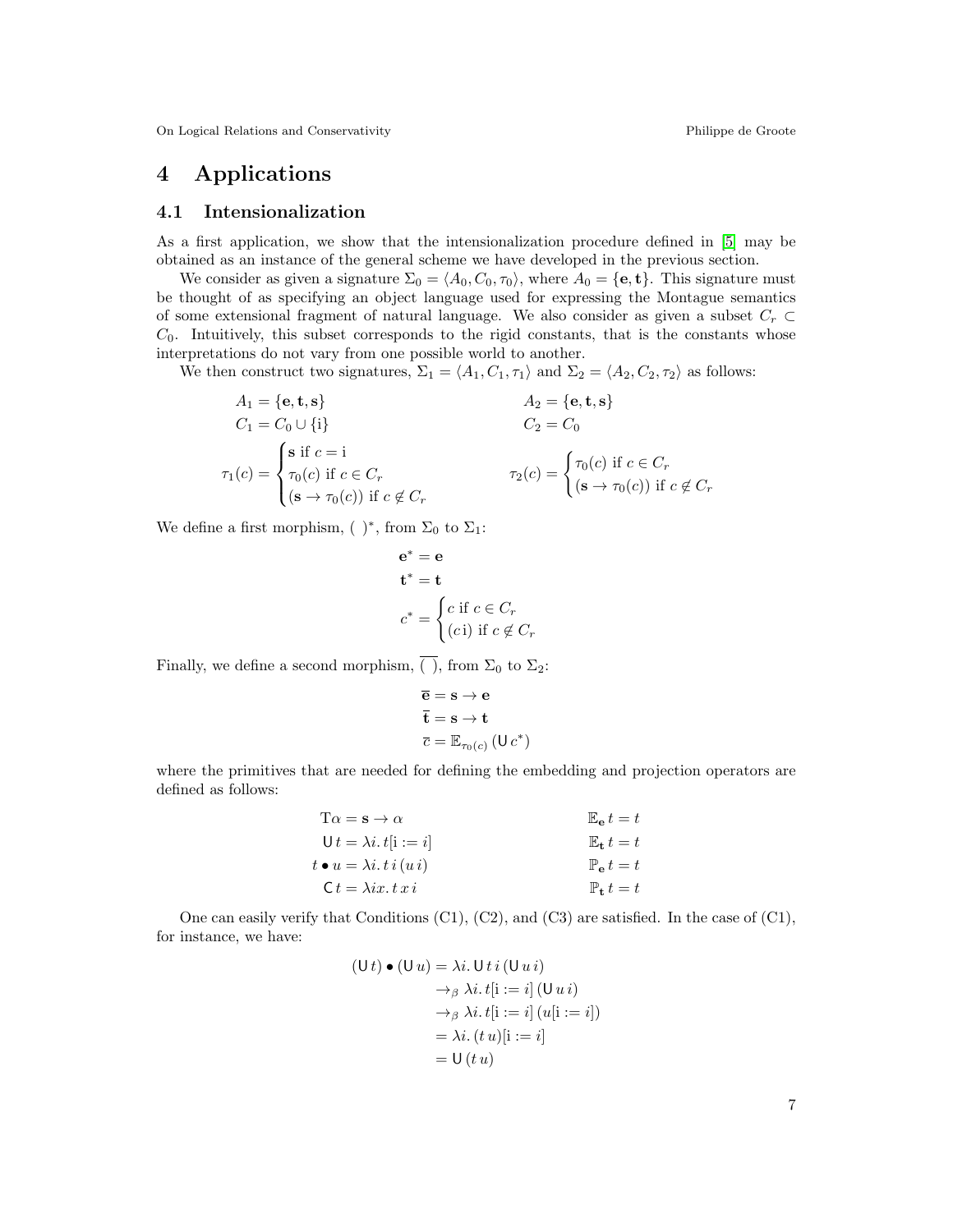# 4 Applications

## 4.1 Intensionalization

As a first application, we show that the intensionalization procedure defined in [5] may be obtained as an instance of the general scheme we have developed in the previous section.

We consider as given a signature $\Sigma_0 = \langle A_0, C_0, \tau_0 \rangle$, where $A_0 = \{\mathbf{e}, \mathbf{t}\}$. This signature must be thought of as specifying an object language used for expressing the Montague semantics of some extensional fragment of natural language. We also consider as given a subset $C_r \subset C_0$. Intuitively, this subset corresponds to the rigid constants, that is the constants whose interpretations do not vary from one possible world to another.

We then construct two signatures, $\Sigma_1 = \langle A_1, C_1, \tau_1 \rangle$ and $\Sigma_2 = \langle A_2, C_2, \tau_2 \rangle$ as follows:

$$A_1 = \{\mathbf{e}, \mathbf{t}, \mathbf{s}\} \qquad\qquad A_2 = \{\mathbf{e}, \mathbf{t}, \mathbf{s}\}$$

$$C_1 = C_0 \cup \{\mathrm{i}\} \qquad\qquad C_2 = C_0$$

$$\tau_1(c) = \begin{cases} \mathbf{s} \text{ if } c = \mathrm{i} \\ \tau_0(c) \text{ if } c \in C_r \\ (\mathbf{s} \to \tau_0(c)) \text{ if } c \notin C_r \end{cases} \qquad\qquad \tau_2(c) = \begin{cases} \tau_0(c) \text{ if } c \in C_r \\ (\mathbf{s} \to \tau_0(c)) \text{ if } c \notin C_r \end{cases}$$

We define a first morphism, $(\ )^*$, from $\Sigma_0$ to $\Sigma_1$:

$$\mathbf{e}^* = \mathbf{e}$$
$$\mathbf{t}^* = \mathbf{t}$$
$$c^* = \begin{cases} c \text{ if } c \in C_r \\ (c\,\mathrm{i}) \text{ if } c \notin C_r \end{cases}$$

Finally, we define a second morphism, $\overline{(\ )}$, from $\Sigma_0$ to $\Sigma_2$:

$$\overline{\mathbf{e}} = \mathbf{s} \to \mathbf{e}$$
$$\overline{\mathbf{t}} = \mathbf{s} \to \mathbf{t}$$
$$\overline{c} = \mathbb{E}_{\tau_0(c)}\,(\mathsf{U}\,c^*)$$

where the primitives that are needed for defining the embedding and projection operators are defined as follows:

$$\mathrm{T}\alpha = \mathbf{s} \to \alpha \qquad\qquad \mathbb{E}_{\mathbf{e}}\,t = t$$
$$\mathsf{U}\,t = \lambda i.\, t[\mathrm{i} := i] \qquad\qquad \mathbb{E}_{\mathbf{t}}\,t = t$$
$$t \bullet u = \lambda i.\, t\, i\,(u\, i) \qquad\qquad \mathbb{P}_{\mathbf{e}}\,t = t$$
$$\mathsf{C}\,t = \lambda i x.\, t\, x\, i \qquad\qquad \mathbb{P}_{\mathbf{t}}\,t = t$$

One can easily verify that Conditions (C1), (C2), and (C3) are satisfied. In the case of (C1), for instance, we have:

$$\begin{aligned}
(\mathsf{U}\,t) \bullet (\mathsf{U}\,u) &= \lambda i.\, \mathsf{U}\,t\,i\,(\mathsf{U}\,u\,i) \\
&\to_\beta \lambda i.\, t[\mathrm{i} := i]\,(\mathsf{U}\,u\,i) \\
&\to_\beta \lambda i.\, t[\mathrm{i} := i]\,(u[\mathrm{i} := i]) \\
&= \lambda i.\, (t\,u)[\mathrm{i} := i] \\
&= \mathsf{U}\,(t\,u)
\end{aligned}$$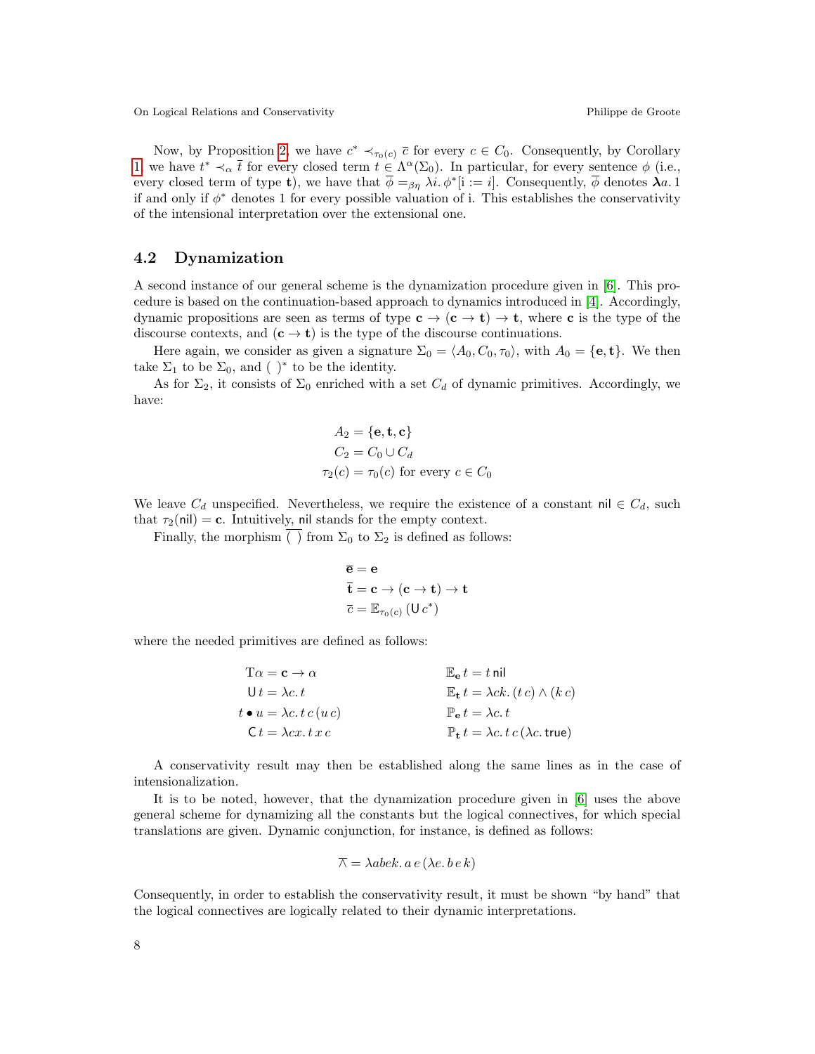Now, by Proposition 2, we have $c^* \prec_{\tau_0(c)} \overline{c}$ for every $c \in C_0$. Consequently, by Corollary 1, we have $t^* \prec_\alpha \overline{t}$ for every closed term $t \in \Lambda^\alpha(\Sigma_0)$. In particular, for every sentence $\phi$ (i.e., every closed term of type $\mathbf{t}$), we have that $\overline{\phi} =_{\beta\eta} \lambda i.\, \phi^*[\mathrm{i} := i]$. Consequently, $\overline{\phi}$ denotes $\boldsymbol{\lambda} a.\, 1$ if and only if $\phi^*$ denotes 1 for every possible valuation of i. This establishes the conservativity of the intensional interpretation over the extensional one.

## 4.2 Dynamization

A second instance of our general scheme is the dynamization procedure given in [6]. This procedure is based on the continuation-based approach to dynamics introduced in [4]. Accordingly, dynamic propositions are seen as terms of type $\mathbf{c} \to (\mathbf{c} \to \mathbf{t}) \to \mathbf{t}$, where $\mathbf{c}$ is the type of the discourse contexts, and $(\mathbf{c} \to \mathbf{t})$ is the type of the discourse continuations.

Here again, we consider as given a signature $\Sigma_0 = \langle A_0, C_0, \tau_0 \rangle$, with $A_0 = \{\mathbf{e}, \mathbf{t}\}$. We then take $\Sigma_1$ to be $\Sigma_0$, and $(\ )^*$ to be the identity.

As for $\Sigma_2$, it consists of $\Sigma_0$ enriched with a set $C_d$ of dynamic primitives. Accordingly, we have:

$$
\begin{aligned}
A_2 &= \{\mathbf{e}, \mathbf{t}, \mathbf{c}\} \\
C_2 &= C_0 \cup C_d \\
\tau_2(c) &= \tau_0(c) \text{ for every } c \in C_0
\end{aligned}
$$

We leave $C_d$ unspecified. Nevertheless, we require the existence of a constant $\mathsf{nil} \in C_d$, such that $\tau_2(\mathsf{nil}) = \mathbf{c}$. Intuitively, $\mathsf{nil}$ stands for the empty context.

Finally, the morphism $\overline{(\ )}$ from $\Sigma_0$ to $\Sigma_2$ is defined as follows:

$$
\begin{aligned}
\overline{\mathbf{e}} &= \mathbf{e} \\
\overline{\mathbf{t}} &= \mathbf{c} \to (\mathbf{c} \to \mathbf{t}) \to \mathbf{t} \\
\overline{c} &= \mathbb{E}_{\tau_0(c)}\,(\mathsf{U}\, c^*)
\end{aligned}
$$

where the needed primitives are defined as follows:

$$
\begin{aligned}
\mathrm{T}\alpha &= \mathbf{c} \to \alpha & \qquad \mathbb{E}_{\mathbf{e}}\, t &= t\, \mathsf{nil} \\
\mathsf{U}\, t &= \lambda c.\, t & \qquad \mathbb{E}_{\mathbf{t}}\, t &= \lambda ck.\, (t\, c) \wedge (k\, c) \\
t \bullet u &= \lambda c.\, t\, c\, (u\, c) & \qquad \mathbb{P}_{\mathbf{e}}\, t &= \lambda c.\, t \\
\mathsf{C}\, t &= \lambda cx.\, t\, x\, c & \qquad \mathbb{P}_{\mathbf{t}}\, t &= \lambda c.\, t\, c\, (\lambda c.\, \mathsf{true})
\end{aligned}
$$

A conservativity result may then be established along the same lines as in the case of intensionalization.

It is to be noted, however, that the dynamization procedure given in [6] uses the above general scheme for dynamizing all the constants but the logical connectives, for which special translations are given. Dynamic conjunction, for instance, is defined as follows:

$$
\overline{\wedge} = \lambda abek.\, a\, e\, (\lambda e.\, b\, e\, k)
$$

Consequently, in order to establish the conservativity result, it must be shown "by hand" that the logical connectives are logically related to their dynamic interpretations.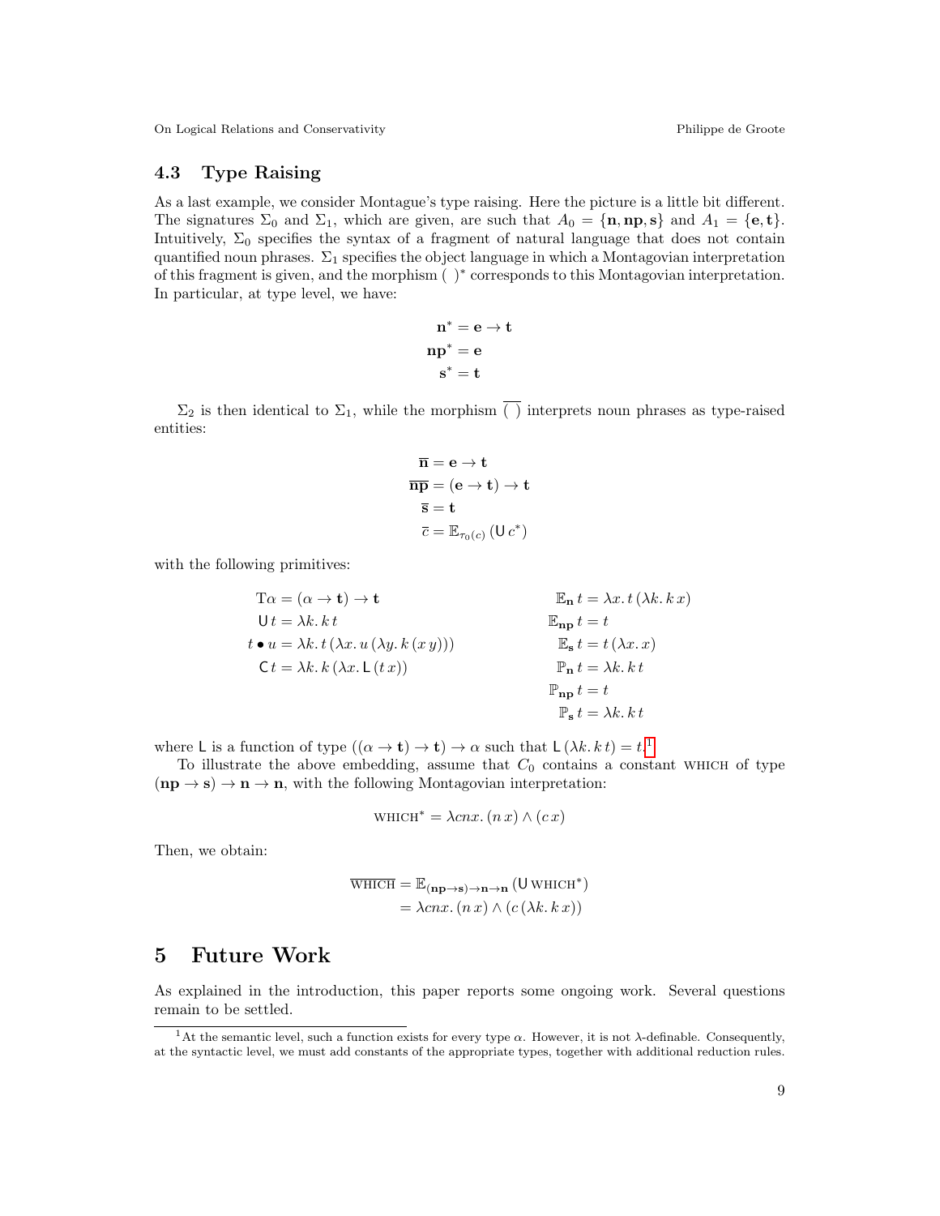### 4.3 Type Raising

As a last example, we consider Montague's type raising. Here the picture is a little bit different. The signatures $\Sigma_0$ and $\Sigma_1$, which are given, are such that $A_0 = \{\mathbf{n}, \mathbf{np}, \mathbf{s}\}$ and $A_1 = \{\mathbf{e}, \mathbf{t}\}$. Intuitively, $\Sigma_0$ specifies the syntax of a fragment of natural language that does not contain quantified noun phrases. $\Sigma_1$ specifies the object language in which a Montagovian interpretation of this fragment is given, and the morphism $(\ )^*$ corresponds to this Montagovian interpretation. In particular, at type level, we have:

$$
\begin{aligned}
\mathbf{n}^* &= \mathbf{e} \to \mathbf{t} \\
\mathbf{np}^* &= \mathbf{e} \\
\mathbf{s}^* &= \mathbf{t}
\end{aligned}
$$

$\Sigma_2$ is then identical to $\Sigma_1$, while the morphism $\overline{(\ )}$ interprets noun phrases as type-raised entities:

$$
\begin{aligned}
\overline{\mathbf{n}} &= \mathbf{e} \to \mathbf{t} \\
\overline{\mathbf{np}} &= (\mathbf{e} \to \mathbf{t}) \to \mathbf{t} \\
\overline{\mathbf{s}} &= \mathbf{t} \\
\overline{c} &= \mathbb{E}_{\tau_0(c)}\,(\mathsf{U}\,c^*)
\end{aligned}
$$

with the following primitives:

$$
\begin{aligned}
\mathrm{T}\alpha &= (\alpha \to \mathbf{t}) \to \mathbf{t} & \mathbb{E}_{\mathbf{n}}\,t &= \lambda x.\,t\,(\lambda k.\,k\,x) \\
\mathsf{U}\,t &= \lambda k.\,k\,t & \mathbb{E}_{\mathbf{np}}\,t &= t \\
t \bullet u &= \lambda k.\,t\,(\lambda x.\,u\,(\lambda y.\,k\,(x\,y))) & \mathbb{E}_{\mathbf{s}}\,t &= t\,(\lambda x.\,x) \\
\mathsf{C}\,t &= \lambda k.\,k\,(\lambda x.\,\mathsf{L}\,(t\,x)) & \mathbb{P}_{\mathbf{n}}\,t &= \lambda k.\,k\,t \\
& & \mathbb{P}_{\mathbf{np}}\,t &= t \\
& & \mathbb{P}_{\mathbf{s}}\,t &= \lambda k.\,k\,t
\end{aligned}
$$

where $\mathsf{L}$ is a function of type $((\alpha \to \mathbf{t}) \to \mathbf{t}) \to \alpha$ such that $\mathsf{L}\,(\lambda k.\,k\,t) = t$.[1]

To illustrate the above embedding, assume that $C_0$ contains a constant WHICH of type $(\mathbf{np} \to \mathbf{s}) \to \mathbf{n} \to \mathbf{n}$, with the following Montagovian interpretation:

$$
\text{WHICH}^* = \lambda c n x.\,(n\,x) \wedge (c\,x)
$$

Then, we obtain:

$$
\begin{aligned}
\overline{\text{WHICH}} &= \mathbb{E}_{(\mathbf{np}\to\mathbf{s})\to\mathbf{n}\to\mathbf{n}}\,(\mathsf{U}\,\text{WHICH}^*) \\
&= \lambda c n x.\,(n\,x) \wedge (c\,(\lambda k.\,k\,x))
\end{aligned}
$$

## 5 Future Work

As explained in the introduction, this paper reports some ongoing work. Several questions remain to be settled.

[1] At the semantic level, such a function exists for every type $\alpha$. However, it is not $\lambda$-definable. Consequently, at the syntactic level, we must add constants of the appropriate types, together with additional reduction rules.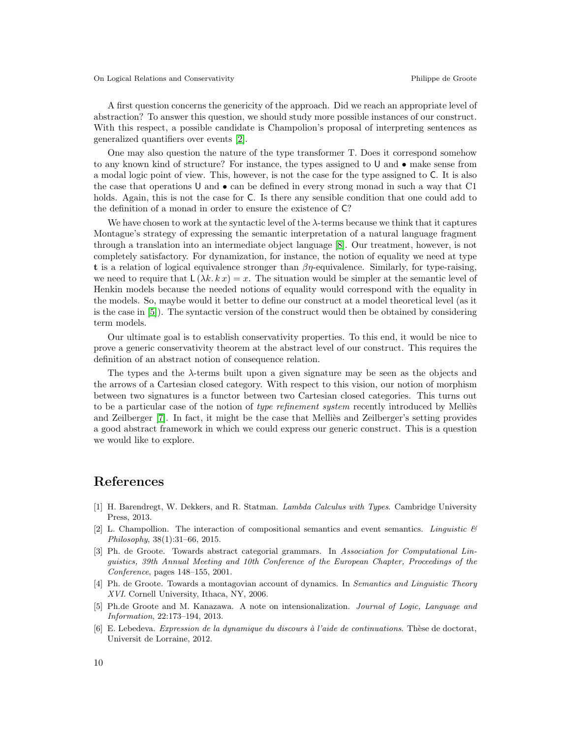A first question concerns the genericity of the approach. Did we reach an appropriate level of abstraction? To answer this question, we should study more possible instances of our construct. With this respect, a possible candidate is Champolion's proposal of interpreting sentences as generalized quantifiers over events [2].

One may also question the nature of the type transformer T. Does it correspond somehow to any known kind of structure? For instance, the types assigned to $\mathsf{U}$ and $\bullet$ make sense from a modal logic point of view. This, however, is not the case for the type assigned to $\mathsf{C}$. It is also the case that operations $\mathsf{U}$ and $\bullet$ can be defined in every strong monad in such a way that C1 holds. Again, this is not the case for $\mathsf{C}$. Is there any sensible condition that one could add to the definition of a monad in order to ensure the existence of $\mathsf{C}$?

We have chosen to work at the syntactic level of the $\lambda$-terms because we think that it captures Montague's strategy of expressing the semantic interpretation of a natural language fragment through a translation into an intermediate object language [8]. Our treatment, however, is not completely satisfactory. For dynamization, for instance, the notion of equality we need at type $\mathbf{t}$ is a relation of logical equivalence stronger than $\beta\eta$-equivalence. Similarly, for type-raising, we need to require that $\mathsf{L}\,(\lambda k.\, k\, x) = x$. The situation would be simpler at the semantic level of Henkin models because the needed notions of equality would correspond with the equality in the models. So, maybe would it better to define our construct at a model theoretical level (as it is the case in [5]). The syntactic version of the construct would then be obtained by considering term models.

Our ultimate goal is to establish conservativity properties. To this end, it would be nice to prove a generic conservativity theorem at the abstract level of our construct. This requires the definition of an abstract notion of consequence relation.

The types and the $\lambda$-terms built upon a given signature may be seen as the objects and the arrows of a Cartesian closed category. With respect to this vision, our notion of morphism between two signatures is a functor between two Cartesian closed categories. This turns out to be a particular case of the notion of *type refinement system* recently introduced by Melliès and Zeilberger [7]. In fact, it might be the case that Melliès and Zeilberger's setting provides a good abstract framework in which we could express our generic construct. This is a question we would like to explore.

# References

[1] H. Barendregt, W. Dekkers, and R. Statman. *Lambda Calculus with Types*. Cambridge University Press, 2013.

[2] L. Champollion. The interaction of compositional semantics and event semantics. *Linguistic & Philosophy*, 38(1):31–66, 2015.

[3] Ph. de Groote. Towards abstract categorial grammars. In *Association for Computational Linguistics, 39th Annual Meeting and 10th Conference of the European Chapter, Proceedings of the Conference*, pages 148–155, 2001.

[4] Ph. de Groote. Towards a montagovian account of dynamics. In *Semantics and Linguistic Theory XVI*. Cornell University, Ithaca, NY, 2006.

[5] Ph.de Groote and M. Kanazawa. A note on intensionalization. *Journal of Logic, Language and Information*, 22:173–194, 2013.

[6] E. Lebedeva. *Expression de la dynamique du discours à l'aide de continuations*. Thèse de doctorat, Universit de Lorraine, 2012.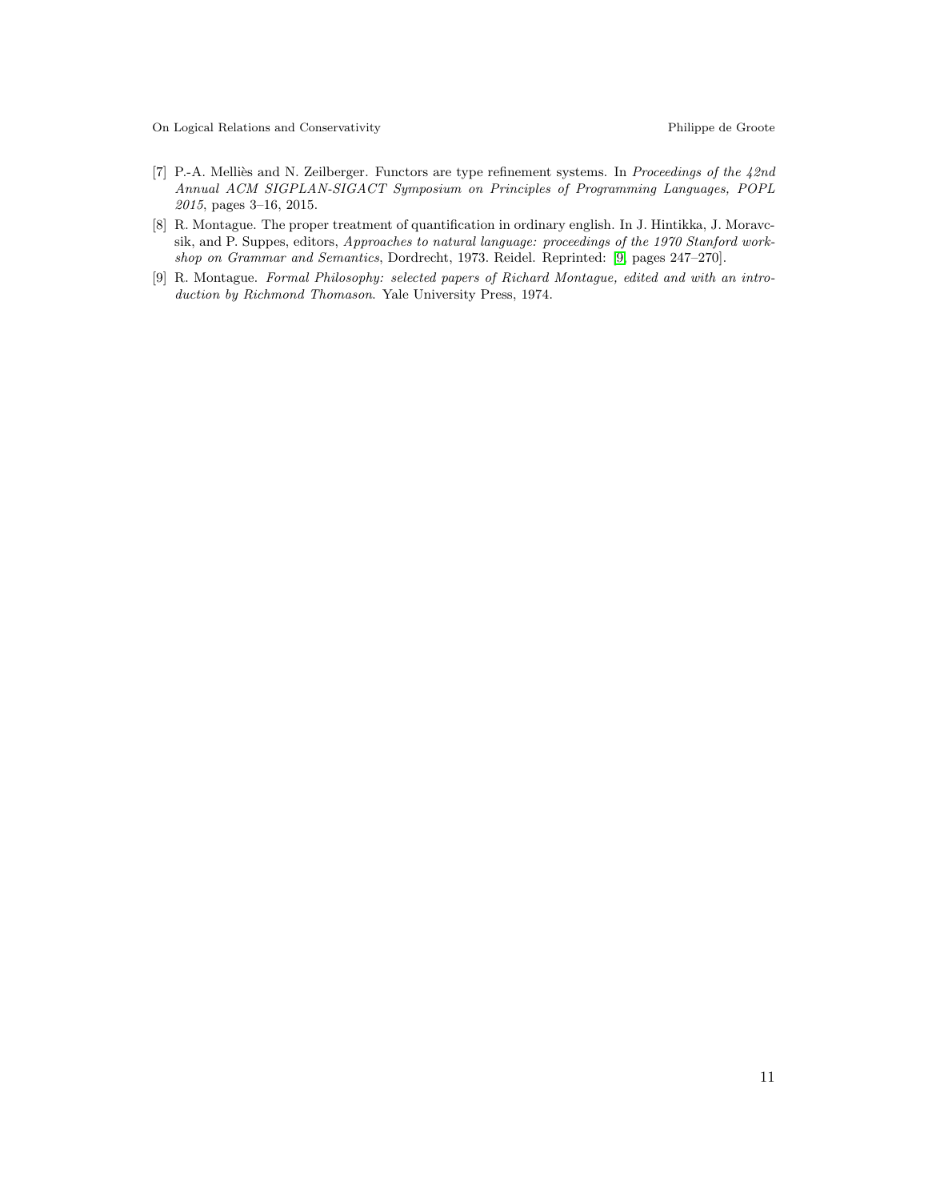[7] P.-A. Melliès and N. Zeilberger. Functors are type refinement systems. In *Proceedings of the 42nd Annual ACM SIGPLAN-SIGACT Symposium on Principles of Programming Languages, POPL 2015*, pages 3–16, 2015.

[8] R. Montague. The proper treatment of quantification in ordinary english. In J. Hintikka, J. Moravcsik, and P. Suppes, editors, *Approaches to natural language: proceedings of the 1970 Stanford workshop on Grammar and Semantics*, Dordrecht, 1973. Reidel. Reprinted: [9, pages 247–270].

[9] R. Montague. *Formal Philosophy: selected papers of Richard Montague, edited and with an introduction by Richmond Thomason*. Yale University Press, 1974.